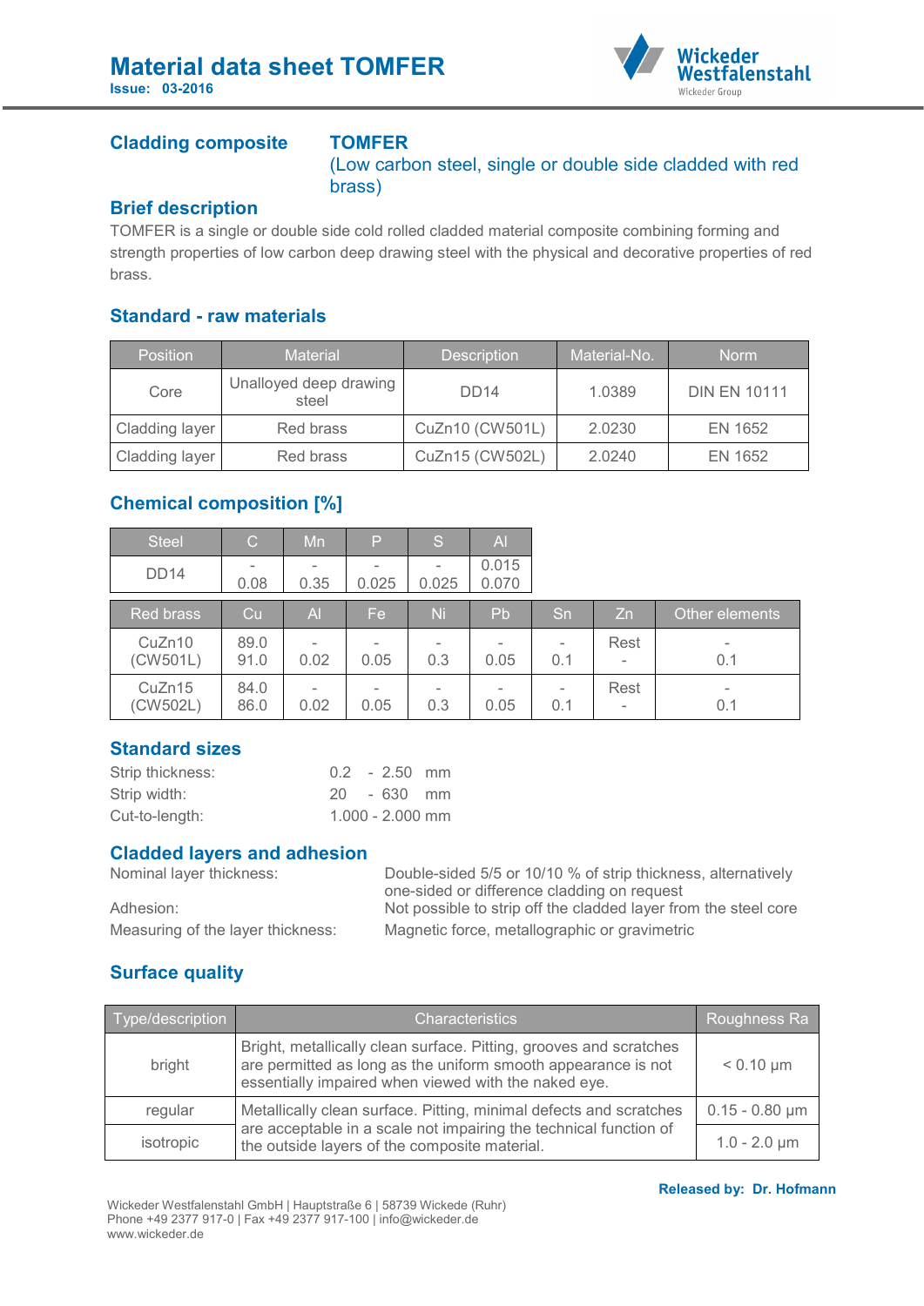# Material data sheet TOMFER

**Issue: 03-2016**

## Cladding composite

**TOMFER**
(Low carbon steel, single or double side cladded with red brass)

## Brief description

TOMFER is a single or double side cold rolled cladded material composite combining forming and strength properties of low carbon deep drawing steel with the physical and decorative properties of red brass.

## Standard - raw materials

| Position | Material | Description | Material-No. | Norm |
|---|---|---|---|---|
| Core | Unalloyed deep drawing steel | DD14 | 1.0389 | DIN EN 10111 |
| Cladding layer | Red brass | CuZn10 (CW501L) | 2.0230 | EN 1652 |
| Cladding layer | Red brass | CuZn15 (CW502L) | 2.0240 | EN 1652 |

## Chemical composition [%]

| Steel | C | Mn | P | S | Al |
|---|---|---|---|---|---|
| DD14 | - 0.08 | - 0.35 | - 0.025 | - 0.025 | 0.015 0.070 |

| Red brass | Cu | Al | Fe | Ni | Pb | Sn | Zn | Other elements |
|---|---|---|---|---|---|---|---|---|
| CuZn10 (CW501L) | 89.0 91.0 | - 0.02 | - 0.05 | - 0.3 | - 0.05 | - 0.1 | Rest - | - 0.1 |
| CuZn15 (CW502L) | 84.0 86.0 | - 0.02 | - 0.05 | - 0.3 | - 0.05 | - 0.1 | Rest - | - 0.1 |

## Standard sizes

Strip thickness: 0.2 - 2.50 mm
Strip width: 20 - 630 mm
Cut-to-length: 1.000 - 2.000 mm

## Cladded layers and adhesion

Nominal layer thickness: Double-sided 5/5 or 10/10 % of strip thickness, alternatively one-sided or difference cladding on request
Adhesion: Not possible to strip off the cladded layer from the steel core
Measuring of the layer thickness: Magnetic force, metallographic or gravimetric

## Surface quality

| Type/description | Characteristics | Roughness Ra |
|---|---|---|
| bright | Bright, metallically clean surface. Pitting, grooves and scratches are permitted as long as the uniform smooth appearance is not essentially impaired when viewed with the naked eye. | < 0.10 µm |
| regular | Metallically clean surface. Pitting, minimal defects and scratches are acceptable in a scale not impairing the technical function of the outside layers of the composite material. | 0.15 - 0.80 µm |
| isotropic | | 1.0 - 2.0 µm |

**Released by: Dr. Hofmann**

Wickeder Westfalenstahl GmbH | Hauptstraße 6 | 58739 Wickede (Ruhr)
Phone +49 2377 917-0 | Fax +49 2377 917-100 | info@wickeder.de
www.wickeder.de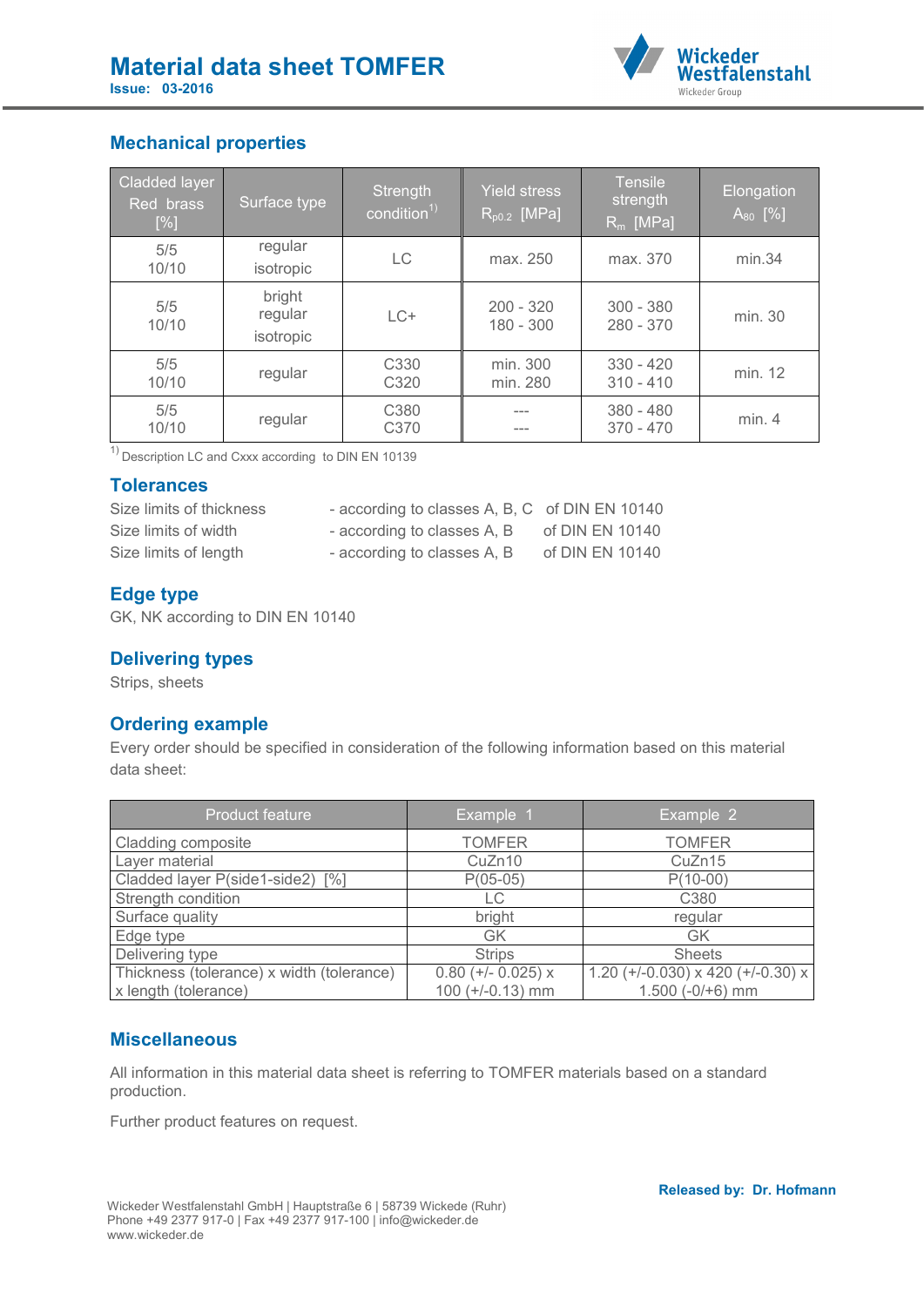# Material data sheet TOMFER

**Issue: 03-2016**

## Mechanical properties

| Cladded layer Red brass [%] | Surface type | Strength condition[1] | Yield stress $R_{p0.2}$ [MPa] | Tensile strength $R_m$ [MPa] | Elongation $A_{80}$ [%] |
|---|---|---|---|---|---|
| 5/5<br>10/10 | regular<br>isotropic | LC | max. 250 | max. 370 | min.34 |
| 5/5<br>10/10 | bright<br>regular<br>isotropic | LC+ | 200 - 320<br>180 - 300 | 300 - 380<br>280 - 370 | min. 30 |
| 5/5<br>10/10 | regular | C330<br>C320 | min. 300<br>min. 280 | 330 - 420<br>310 - 410 | min. 12 |
| 5/5<br>10/10 | regular | C380<br>C370 | ---<br>--- | 380 - 480<br>370 - 470 | min. 4 |

[1] Description LC and Cxxx according to DIN EN 10139

## Tolerances

Size limits of thickness - according to classes A, B, C of DIN EN 10140
Size limits of width - according to classes A, B of DIN EN 10140
Size limits of length - according to classes A, B of DIN EN 10140

## Edge type

GK, NK according to DIN EN 10140

## Delivering types

Strips, sheets

## Ordering example

Every order should be specified in consideration of the following information based on this material data sheet:

| Product feature | Example 1 | Example 2 |
|---|---|---|
| Cladding composite | TOMFER | TOMFER |
| Layer material | CuZn10 | CuZn15 |
| Cladded layer P(side1-side2) [%] | P(05-05) | P(10-00) |
| Strength condition | LC | C380 |
| Surface quality | bright | regular |
| Edge type | GK | GK |
| Delivering type | Strips | Sheets |
| Thickness (tolerance) x width (tolerance) x length (tolerance) | 0.80 (+/- 0.025) x 100 (+/-0.13) mm | 1.20 (+/-0.030) x 420 (+/-0.30) x 1.500 (-0/+6) mm |

## Miscellaneous

All information in this material data sheet is referring to TOMFER materials based on a standard production.

Further product features on request.

**Released by: Dr. Hofmann**

Wickeder Westfalenstahl GmbH | Hauptstraße 6 | 58739 Wickede (Ruhr)
Phone +49 2377 917-0 | Fax +49 2377 917-100 | info@wickeder.de
www.wickeder.de